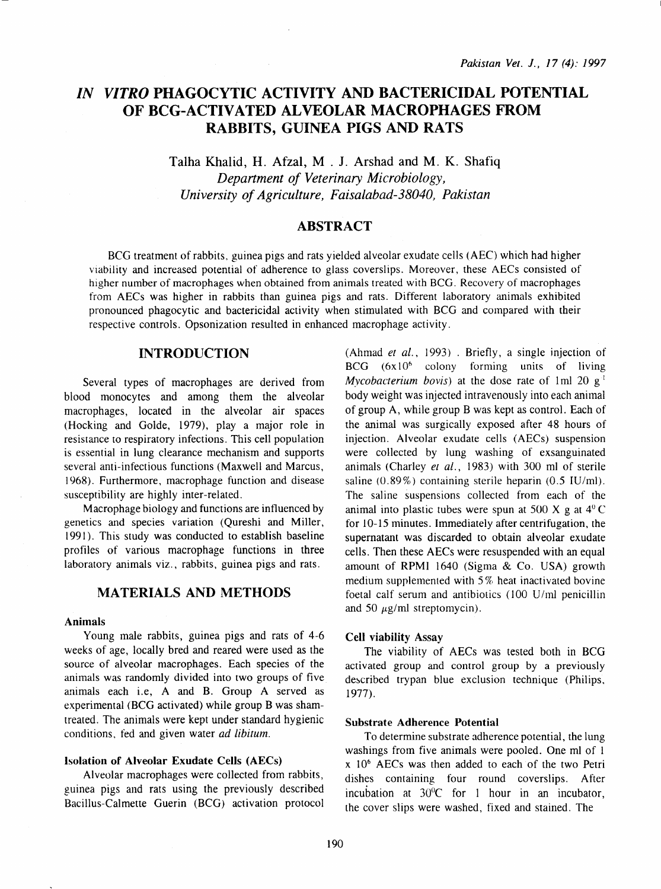# *IN VITRO* PHAGOCYTIC ACTIVITY AND BACTERICIDAL POTENTIAL OF BCG-ACTIVATED ALVEOLAR MACROPHAGES FROM RABBITS, GUINEA PIGS AND RATS

Talha Khalid, H. Afzal, M . J. Arshad and M. K. Shafiq

*Department of Veterinary Microbiology, University of Agriculture, Faisalabad-38040, Pakistan*

## ABSTRACT

BCG treatment of rabbits, guinea pigs and rats yielded alveolar exudate cells (AEC) which had higher viability and increased potential of adherence to glass coverslips. Moreover, these AECs consisted of higher number of macrophages when obtained from animals treated with BCG. Recovery of macrophages from AECs was higher in rabbits than guinea pigs and rats. Different laboratory animals exhibited pronounced phagocytic and bactericidal activity when stimulated with BCG and compared with their respective controls. Opsonization resulted in enhanced macrophage activity.

## INTRODUCTION

Several types of macrophages are derived from blood monocytes and among them the alveolar macrophages, located in the alveolar air spaces (Hocking and Golde, 1979), play a major role in resistance to respiratory infections. This cell population is essential in lung clearance mechanism and supports several anti-infectious functions (Maxwell and Marcus, 1968). Furthermore, macrophage function and disease susceptibility are highly inter-related.

Macrophage biology and functions are influenced by genetics and species variation (Qureshi and Miller, 1991). This study was conducted to establish baseline profiles of various macrophage functions in three laboratory animals viz., rabbits, guinea pigs and rats.

## MATERIALS AND METHODS

### Animals

Young male rabbits, guinea pigs and rats of 4-6 weeks of age, locally bred and reared were used as the source of alveolar macrophages. Each species of the animals was randomly divided into two groups of five animals each i.e, A and B. Group A served as experimental (BCG activated) while group B was sham-treated. The animals were kept under standard hygienic conditions, fed and given water *ad libitum*.

### Isolation of Alveolar Exudate Cells (AECs)

Alveolar macrophages were collected from rabbits, guinea pigs and rats using the previously described Bacillus-Calmette Guerin (BCG) activation protocol (Ahmad *et al.*, 1993) . Briefly, a single injection of BCG ($6 \times 10^6$ colony forming units of living *Mycobacterium bovis*) at the dose rate of 1ml 20 $g^{-1}$ body weight was injected intravenously into each animal of group A, while group B was kept as control. Each of the animal was surgically exposed after 48 hours of injection. Alveolar exudate cells (AECs) suspension were collected by lung washing of exsanguinated animals (Charley *et al.*, 1983) with 300 ml of sterile saline (0.89%) containing sterile heparin (0.5 IU/ml). The saline suspensions collected from each of the animal into plastic tubes were spun at 500 X g at 4$^0$C for 10-15 minutes. Immediately after centrifugation, the supernatant was discarded to obtain alveolar exudate cells. Then these AECs were resuspended with an equal amount of RPMI 1640 (Sigma & Co. USA) growth medium supplemented with 5% heat inactivated bovine foetal calf serum and antibiotics (100 U/ml penicillin and 50 $\mu$g/ml streptomycin).

### Cell viability Assay

The viability of AECs was tested both in BCG activated group and control group by a previously described trypan blue exclusion technique (Philips, 1977).

### Substrate Adherence Potential

To determine substrate adherence potential, the lung washings from five animals were pooled. One ml of $1 \times 10^6$ AECs was then added to each of the two Petri dishes containing four round coverslips. After incubation at 30$^0$C for 1 hour in an incubator, the cover slips were washed, fixed and stained. The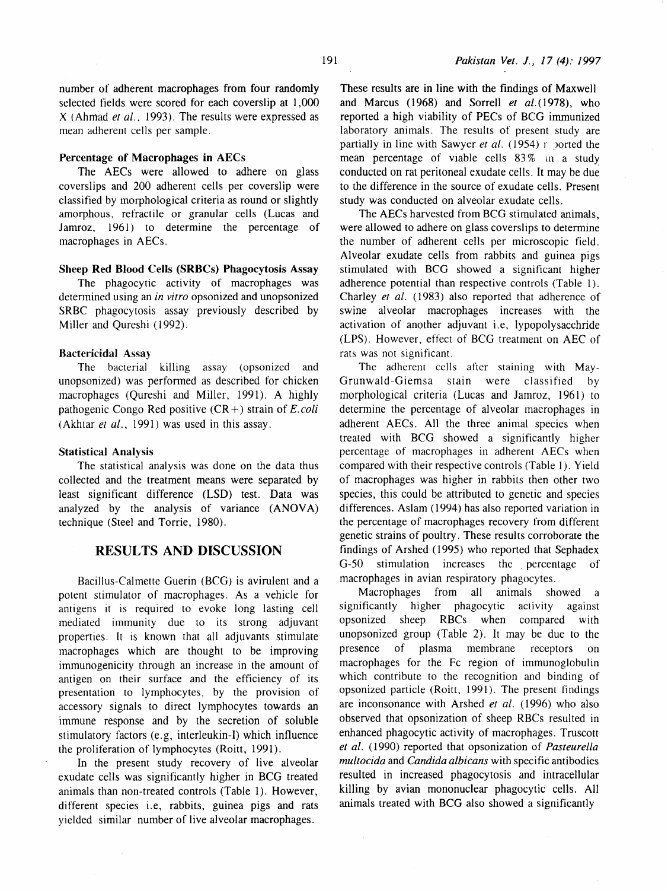number of adherent macrophages from four randomly selected fields were scored for each coverslip at 1,000 X (Ahmad *et al.*, 1993). The results were expressed as mean adherent cells per sample.

### Percentage of Macrophages in AECs

The AECs were allowed to adhere on glass coverslips and 200 adherent cells per coverslip were classified by morphological criteria as round or slightly amorphous, refractile or granular cells (Lucas and Jamroz, 1961) to determine the percentage of macrophages in AECs.

### Sheep Red Blood Cells (SRBCs) Phagocytosis Assay

The phagocytic activity of macrophages was determined using an *in vitro* opsonized and unopsonized SRBC phagocytosis assay previously described by Miller and Qureshi (1992).

### Bactericidal Assay

The bacterial killing assay (opsonized and unopsonized) was performed as described for chicken macrophages (Qureshi and Miller, 1991). A highly pathogenic Congo Red positive (CR+) strain of *E.coli* (Akhtar *et al.*, 1991) was used in this assay.

### Statistical Analysis

The statistical analysis was done on the data thus collected and the treatment means were separated by least significant difference (LSD) test. Data was analyzed by the analysis of variance (ANOVA) technique (Steel and Torrie, 1980).

## RESULTS AND DISCUSSION

Bacillus-Calmette Guerin (BCG) is avirulent and a potent stimulator of macrophages. As a vehicle for antigens it is required to evoke long lasting cell mediated immunity due to its strong adjuvant properties. It is known that all adjuvants stimulate macrophages which are thought to be improving immunogenicity through an increase in the amount of antigen on their surface and the efficiency of its presentation to lymphocytes, by the provision of accessory signals to direct lymphocytes towards an immune response and by the secretion of soluble stimulatory factors (e.g, interleukin-I) which influence the proliferation of lymphocytes (Roitt, 1991).

In the present study recovery of live alveolar exudate cells was significantly higher in BCG treated animals than non-treated controls (Table 1). However, different species i.e, rabbits, guinea pigs and rats yielded similar number of live alveolar macrophages. These results are in line with the findings of Maxwell and Marcus (1968) and Sorrell *et al.*(1978), who reported a high viability of PECs of BCG immunized laboratory animals. The results of present study are partially in line with Sawyer *et al.* (1954) reported the mean percentage of viable cells 83% in a study conducted on rat peritoneal exudate cells. It may be due to the difference in the source of exudate cells. Present study was conducted on alveolar exudate cells.

The AECs harvested from BCG stimulated animals, were allowed to adhere on glass coverslips to determine the number of adherent cells per microscopic field. Alveolar exudate cells from rabbits and guinea pigs stimulated with BCG showed a significant higher adherence potential than respective controls (Table 1). Charley *et al.* (1983) also reported that adherence of swine alveolar macrophages increases with the activation of another adjuvant i.e, lypopolysacchride (LPS). However, effect of BCG treatment on AEC of rats was not significant.

The adherent cells after staining with May-Grunwald-Giemsa stain were classified by morphological criteria (Lucas and Jamroz, 1961) to determine the percentage of alveolar macrophages in adherent AECs. All the three animal species when treated with BCG showed a significantly higher percentage of macrophages in adherent AECs when compared with their respective controls (Table 1). Yield of macrophages was higher in rabbits then other two species, this could be attributed to genetic and species differences. Aslam (1994) has also reported variation in the percentage of macrophages recovery from different genetic strains of poultry. These results corroborate the findings of Arshed (1995) who reported that Sephadex G-50 stimulation increases the percentage of macrophages in avian respiratory phagocytes.

Macrophages from all animals showed a significantly higher phagocytic activity against opsonized sheep RBCs when compared with unopsonized group (Table 2). It may be due to the presence of plasma membrane receptors on macrophages for the Fc region of immunoglobulin which contribute to the recognition and binding of opsonized particle (Roitt, 1991). The present findings are inconsonance with Arshed *et al.* (1996) who also observed that opsonization of sheep RBCs resulted in enhanced phagocytic activity of macrophages. Truscott *et al.* (1990) reported that opsonization of *Pasteurella multocida* and *Candida albicans* with specific antibodies resulted in increased phagocytosis and intracellular killing by avian mononuclear phagocytic cells. All animals treated with BCG also showed a significantly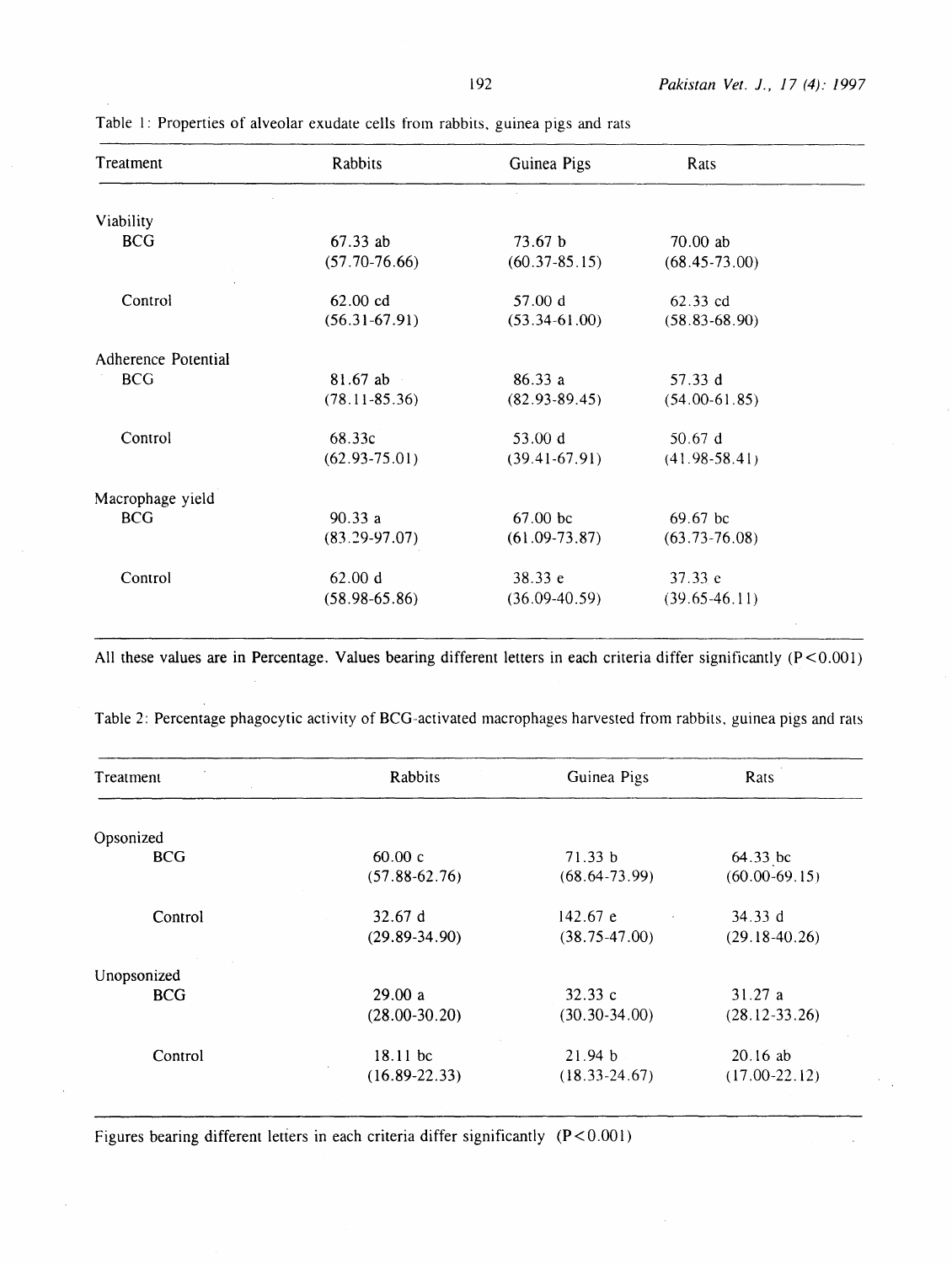Table 1: Properties of alveolar exudate cells from rabbits, guinea pigs and rats

| Treatment | Rabbits | Guinea Pigs | Rats |
|---|---|---|---|
| Viability | | | |
| BCG | 67.33 ab (57.70-76.66) | 73.67 b (60.37-85.15) | 70.00 ab (68.45-73.00) |
| Control | 62.00 cd (56.31-67.91) | 57.00 d (53.34-61.00) | 62.33 cd (58.83-68.90) |
| Adherence Potential | | | |
| BCG | 81.67 ab (78.11-85.36) | 86.33 a (82.93-89.45) | 57.33 d (54.00-61.85) |
| Control | 68.33c (62.93-75.01) | 53.00 d (39.41-67.91) | 50.67 d (41.98-58.41) |
| Macrophage yield | | | |
| BCG | 90.33 a (83.29-97.07) | 67.00 bc (61.09-73.87) | 69.67 bc (63.73-76.08) |
| Control | 62.00 d (58.98-65.86) | 38.33 e (36.09-40.59) | 37.33 e (39.65-46.11) |

All these values are in Percentage. Values bearing different letters in each criteria differ significantly ($P<0.001$)

Table 2: Percentage phagocytic activity of BCG-activated macrophages harvested from rabbits, guinea pigs and rats

| Treatment | Rabbits | Guinea Pigs | Rats |
|---|---|---|---|
| Opsonized | | | |
| BCG | 60.00 c (57.88-62.76) | 71.33 b (68.64-73.99) | 64.33 bc (60.00-69.15) |
| Control | 32.67 d (29.89-34.90) | 142.67 e (38.75-47.00) | 34.33 d (29.18-40.26) |
| Unopsonized | | | |
| BCG | 29.00 a (28.00-30.20) | 32.33 c (30.30-34.00) | 31.27 a (28.12-33.26) |
| Control | 18.11 bc (16.89-22.33) | 21.94 b (18.33-24.67) | 20.16 ab (17.00-22.12) |

Figures bearing different letters in each criteria differ significantly ($P<0.001$)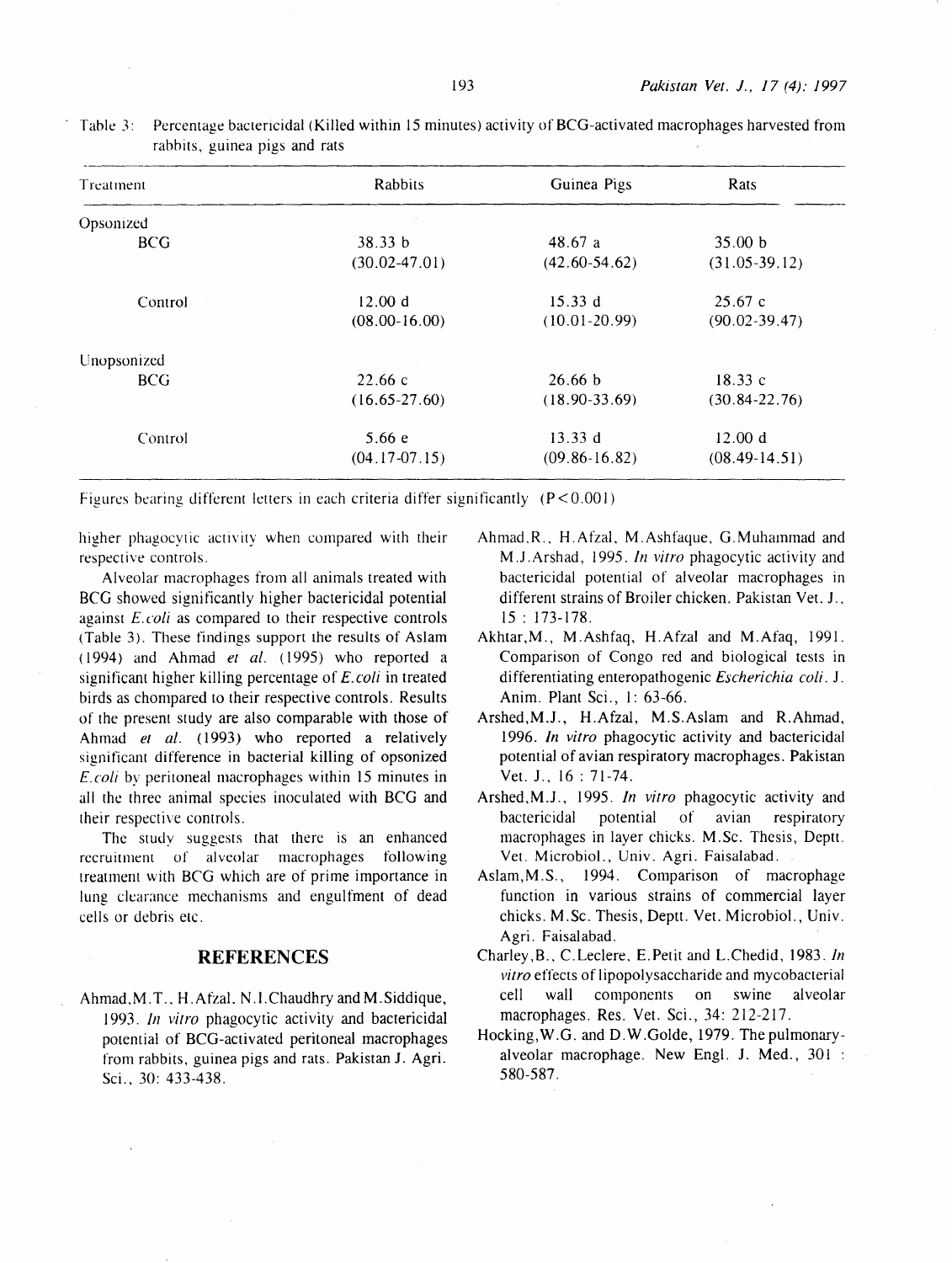Table 3: Percentage bactericidal (Killed within 15 minutes) activity of BCG-activated macrophages harvested from rabbits, guinea pigs and rats

| Treatment | Rabbits | Guinea Pigs | Rats |
|---|---|---|---|
| Opsonized | | | |
| BCG | 38.33 b (30.02-47.01) | 48.67 a (42.60-54.62) | 35.00 b (31.05-39.12) |
| Control | 12.00 d (08.00-16.00) | 15.33 d (10.01-20.99) | 25.67 c (90.02-39.47) |
| Unopsonized | | | |
| BCG | 22.66 c (16.65-27.60) | 26.66 b (18.90-33.69) | 18.33 c (30.84-22.76) |
| Control | 5.66 e (04.17-07.15) | 13.33 d (09.86-16.82) | 12.00 d (08.49-14.51) |

Figures bearing different letters in each criteria differ significantly ($P<0.001$)

higher phagocytic activity when compared with their respective controls.

Alveolar macrophages from all animals treated with BCG showed significantly higher bactericidal potential against *E.coli* as compared to their respective controls (Table 3). These findings support the results of Aslam (1994) and Ahmad *et al.* (1995) who reported a significant higher killing percentage of *E.coli* in treated birds as chompared to their respective controls. Results of the present study are also comparable with those of Ahmad *et al.* (1993) who reported a relatively significant difference in bacterial killing of opsonized *E.coli* by peritoneal macrophages within 15 minutes in all the three animal species inoculated with BCG and their respective controls.

The study suggests that there is an enhanced recruitment of alveolar macrophages following treatment with BCG which are of prime importance in lung clearance mechanisms and engulfment of dead cells or debris etc.

## REFERENCES

Ahmad,M.T., H.Afzal, N.I.Chaudhry and M.Siddique, 1993. *In vitro* phagocytic activity and bactericidal potential of BCG-activated peritoneal macrophages from rabbits, guinea pigs and rats. Pakistan J. Agri. Sci., 30: 433-438.

Ahmad,R., H.Afzal, M.Ashfaque, G.Muhammad and M.J.Arshad, 1995. *In vitro* phagocytic activity and bactericidal potential of alveolar macrophages in different strains of Broiler chicken. Pakistan Vet. J., 15 : 173-178.

Akhtar,M., M.Ashfaq, H.Afzal and M.Afaq, 1991. Comparison of Congo red and biological tests in differentiating enteropathogenic *Escherichia coli*. J. Anim. Plant Sci., 1: 63-66.

Arshed,M.J., H.Afzal, M.S.Aslam and R.Ahmad, 1996. *In vitro* phagocytic activity and bactericidal potential of avian respiratory macrophages. Pakistan Vet. J., 16 : 71-74.

Arshed,M.J., 1995. *In vitro* phagocytic activity and bactericidal potential of avian respiratory macrophages in layer chicks. M.Sc. Thesis, Deptt. Vet. Microbiol., Univ. Agri. Faisalabad.

Aslam,M.S., 1994. Comparison of macrophage function in various strains of commercial layer chicks. M.Sc. Thesis, Deptt. Vet. Microbiol., Univ. Agri. Faisalabad.

Charley,B., C.Leclere, E.Petit and L.Chedid, 1983. *In vitro* effects of lipopolysaccharide and mycobacterial cell wall components on swine alveolar macrophages. Res. Vet. Sci., 34: 212-217.

Hocking,W.G. and D.W.Golde, 1979. The pulmonary-alveolar macrophage. New Engl. J. Med., 301 : 580-587.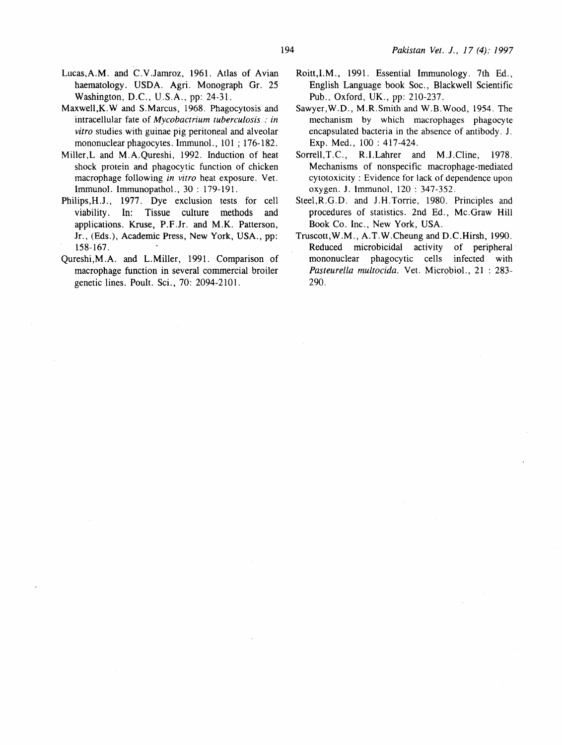Lucas,A.M. and C.V.Jamroz, 1961. Atlas of Avian haematology. USDA. Agri. Monograph Gr. 25 Washington, D.C., U.S.A., pp: 24-31.

Maxwell,K.W and S.Marcus, 1968. Phagocytosis and intracellular fate of *Mycobactrium tuberculosis : in vitro* studies with guinae pig peritoneal and alveolar mononuclear phagocytes. Immunol., 101 ; 176-182.

Miller,L and M.A.Qureshi, 1992. Induction of heat shock protein and phagocytic function of chicken macrophage following *in vitro* heat exposure. Vet. Immunol. Immunopathol., 30 : 179-191.

Philips,H.J., 1977. Dye exclusion tests for cell viability. In: Tissue culture methods and applications. Kruse, P.F.Jr. and M.K. Patterson, Jr., (Eds.), Academic Press, New York, USA., pp: 158-167.

Qureshi,M.A. and L.Miller, 1991. Comparison of macrophage function in several commercial broiler genetic lines. Poult. Sci., 70: 2094-2101.

Roitt,I.M., 1991. Essential Immunology. 7th Ed., English Language book Soc., Blackwell Scientific Pub., Oxford, UK., pp: 210-237.

Sawyer,W.D., M.R.Smith and W.B.Wood, 1954. The mechanism by which macrophages phagocyte encapsulated bacteria in the absence of antibody. J. Exp. Med., 100 : 417-424.

Sorrell,T.C., R.I.Lahrer and M.J.Cline, 1978. Mechanisms of nonspecific macrophage-mediated cytotoxicity : Evidence for lack of dependence upon oxygen. J. Immunol, 120 : 347-352.

Steel,R.G.D. and J.H.Torrie, 1980. Principles and procedures of statistics. 2nd Ed., Mc.Graw Hill Book Co. Inc., New York, USA.

Truscott,W.M., A.T.W.Cheung and D.C.Hirsh, 1990. Reduced microbicidal activity of peripheral mononuclear phagocytic cells infected with *Pasteurella multocida*. Vet. Microbiol., 21 : 283-290.